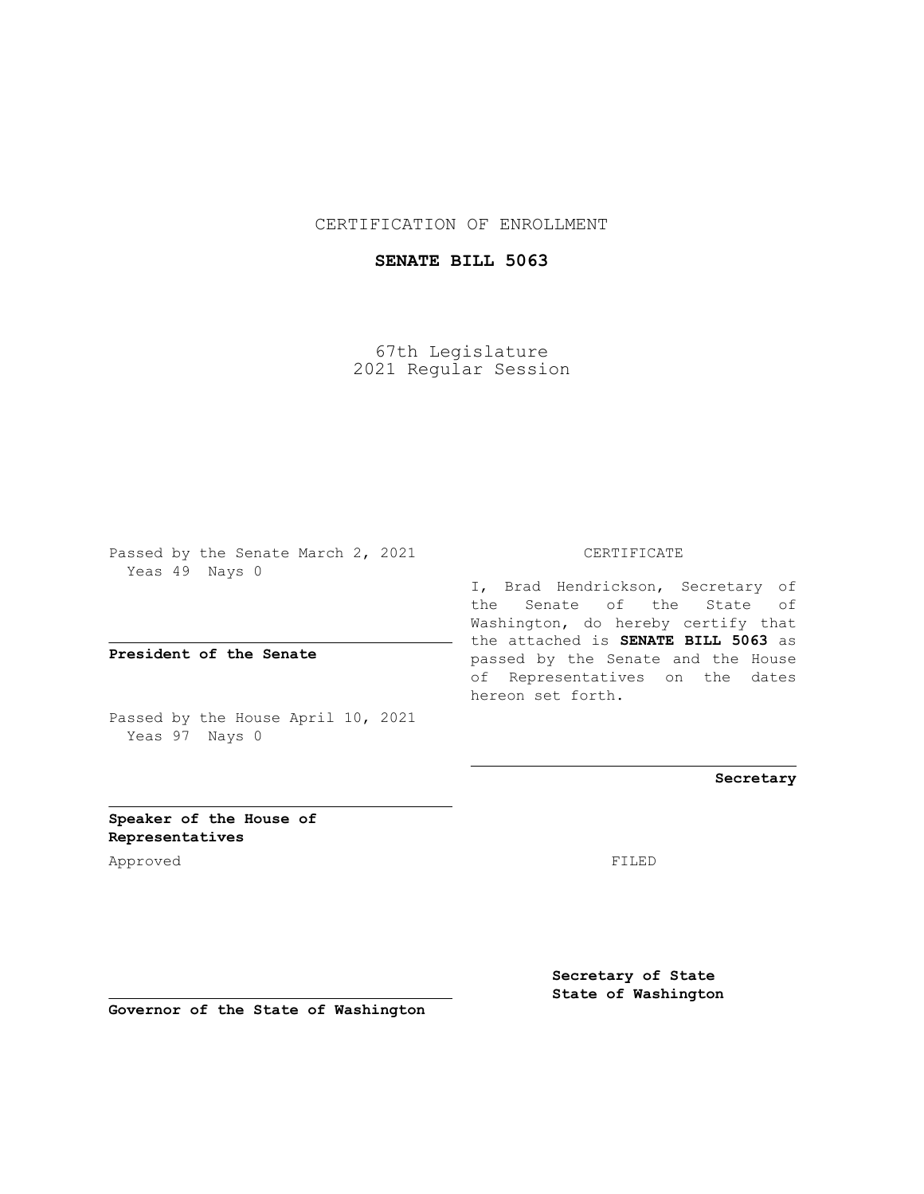CERTIFICATION OF ENROLLMENT

**SENATE BILL 5063**

67th Legislature
2021 Regular Session

Passed by the Senate March 2, 2021
Yeas 49 Nays 0

**President of the Senate**

Passed by the House April 10, 2021
Yeas 97 Nays 0

**Speaker of the House of Representatives**

CERTIFICATE

I, Brad Hendrickson, Secretary of the Senate of the State of Washington, do hereby certify that the attached is **SENATE BILL 5063** as passed by the Senate and the House of Representatives on the dates hereon set forth.

**Secretary**

Approved

FILED

**Governor of the State of Washington**

**Secretary of State**
**State of Washington**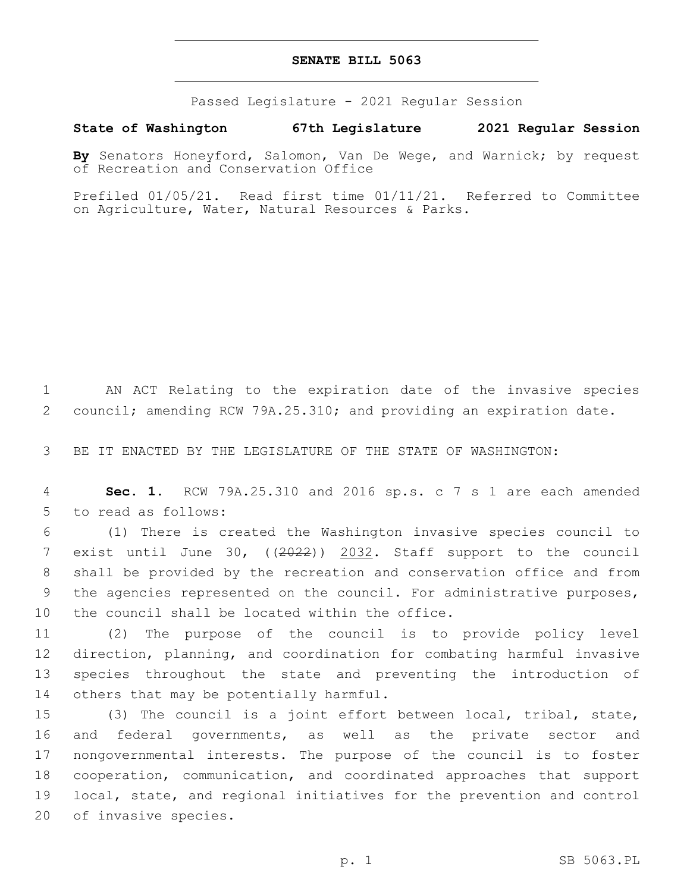# SENATE BILL 5063

Passed Legislature - 2021 Regular Session

**State of Washington 67th Legislature 2021 Regular Session**

**By** Senators Honeyford, Salomon, Van De Wege, and Warnick; by request of Recreation and Conservation Office

Prefiled 01/05/21. Read first time 01/11/21. Referred to Committee on Agriculture, Water, Natural Resources & Parks.

1 AN ACT Relating to the expiration date of the invasive species
2 council; amending RCW 79A.25.310; and providing an expiration date.

3 BE IT ENACTED BY THE LEGISLATURE OF THE STATE OF WASHINGTON:

4 **Sec. 1.** RCW 79A.25.310 and 2016 sp.s. c 7 s 1 are each amended
5 to read as follows:

6 (1) There is created the Washington invasive species council to
7 exist until June 30, ((~~2022~~)) <u>2032</u>. Staff support to the council
8 shall be provided by the recreation and conservation office and from
9 the agencies represented on the council. For administrative purposes,
10 the council shall be located within the office.

11 (2) The purpose of the council is to provide policy level
12 direction, planning, and coordination for combating harmful invasive
13 species throughout the state and preventing the introduction of
14 others that may be potentially harmful.

15 (3) The council is a joint effort between local, tribal, state,
16 and federal governments, as well as the private sector and
17 nongovernmental interests. The purpose of the council is to foster
18 cooperation, communication, and coordinated approaches that support
19 local, state, and regional initiatives for the prevention and control
20 of invasive species.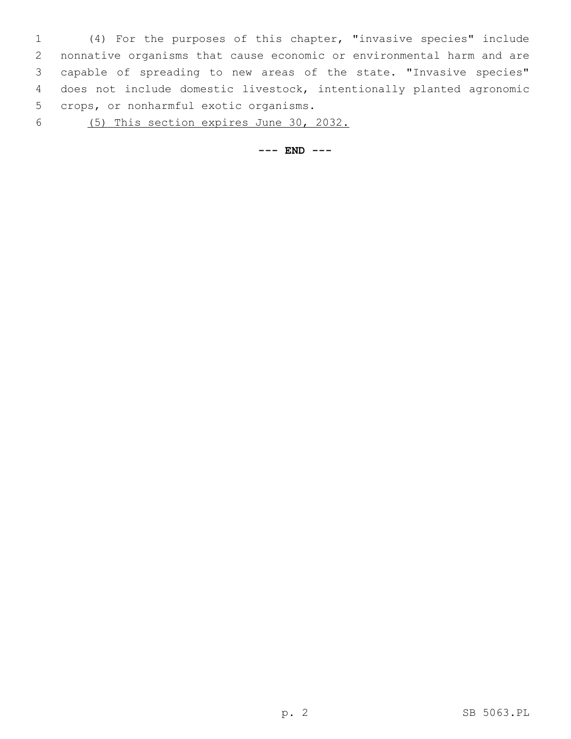(4) For the purposes of this chapter, "invasive species" include nonnative organisms that cause economic or environmental harm and are capable of spreading to new areas of the state. "Invasive species" does not include domestic livestock, intentionally planted agronomic crops, or nonharmful exotic organisms.

(5) This section expires June 30, 2032.

**--- END ---**